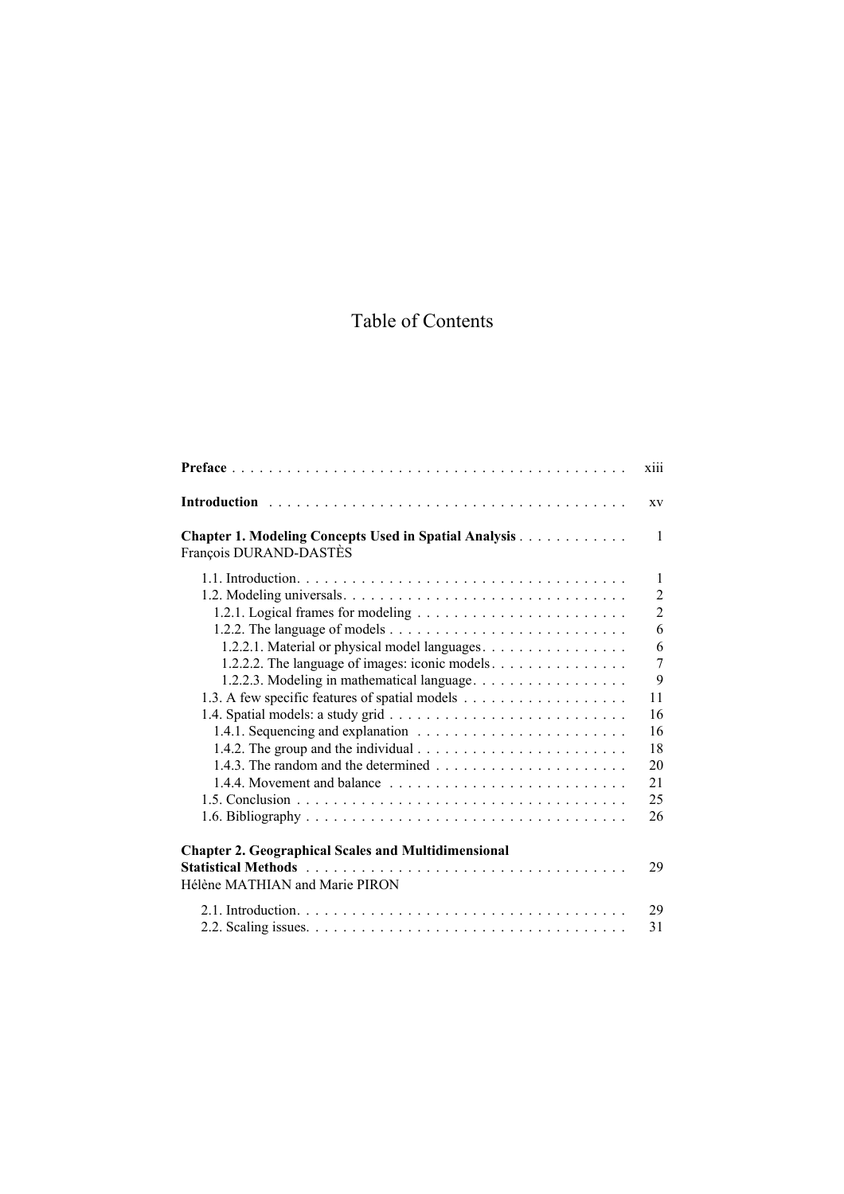# Table of Contents

**Preface** . . . . . . . . . . . . . . . . . . . . . . . . . . . . . . . . . . . . . . . . . . xiii

**Introduction** . . . . . . . . . . . . . . . . . . . . . . . . . . . . . . . . . . . . . . xv

**Chapter 1. Modeling Concepts Used in Spatial Analysis** . . . . . . . . . . . . 1
François DURAND-DASTÈS

- 1.1. Introduction. . . . . . . . . . . . . . . . . . . . . . . . . . . . . . . . . . . . 1
- 1.2. Modeling universals. . . . . . . . . . . . . . . . . . . . . . . . . . . . . . . 2
  - 1.2.1. Logical frames for modeling . . . . . . . . . . . . . . . . . . . . . . . 2
  - 1.2.2. The language of models . . . . . . . . . . . . . . . . . . . . . . . . . . 6
    - 1.2.2.1. Material or physical model languages. . . . . . . . . . . . . . . . 6
    - 1.2.2.2. The language of images: iconic models. . . . . . . . . . . . . . . 7
    - 1.2.2.3. Modeling in mathematical language. . . . . . . . . . . . . . . . . 9
- 1.3. A few specific features of spatial models . . . . . . . . . . . . . . . . . . 11
- 1.4. Spatial models: a study grid . . . . . . . . . . . . . . . . . . . . . . . . . 16
  - 1.4.1. Sequencing and explanation . . . . . . . . . . . . . . . . . . . . . . . 16
  - 1.4.2. The group and the individual . . . . . . . . . . . . . . . . . . . . . . . 18
  - 1.4.3. The random and the determined . . . . . . . . . . . . . . . . . . . . . 20
  - 1.4.4. Movement and balance . . . . . . . . . . . . . . . . . . . . . . . . . . 21
- 1.5. Conclusion . . . . . . . . . . . . . . . . . . . . . . . . . . . . . . . . . . . . 25
- 1.6. Bibliography . . . . . . . . . . . . . . . . . . . . . . . . . . . . . . . . . . . 26

**Chapter 2. Geographical Scales and Multidimensional Statistical Methods** . . . . . . . . . . . . . . . . . . . . . . . . . . . . . . . . . . . 29
Hélène MATHIAN and Marie PIRON

- 2.1. Introduction. . . . . . . . . . . . . . . . . . . . . . . . . . . . . . . . . . . . 29
- 2.2. Scaling issues. . . . . . . . . . . . . . . . . . . . . . . . . . . . . . . . . . . 31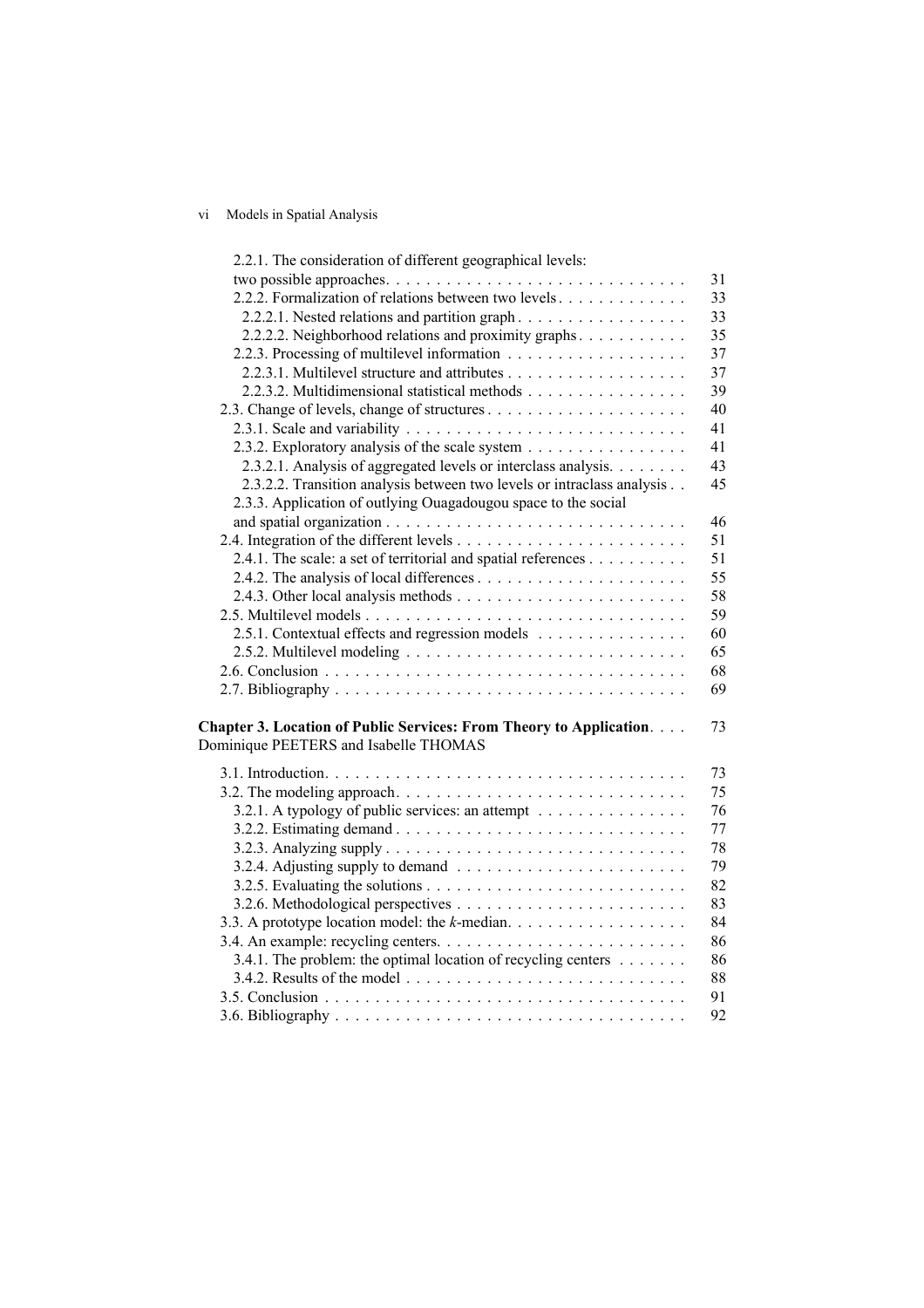2.2.1. The consideration of different geographical levels: two possible approaches . . . . . 31
2.2.2. Formalization of relations between two levels . . . . . 33
2.2.2.1. Nested relations and partition graph . . . . . 33
2.2.2.2. Neighborhood relations and proximity graphs . . . . . 35
2.2.3. Processing of multilevel information . . . . . 37
2.2.3.1. Multilevel structure and attributes . . . . . 37
2.2.3.2. Multidimensional statistical methods . . . . . 39
2.3. Change of levels, change of structures . . . . . 40
2.3.1. Scale and variability . . . . . 41
2.3.2. Exploratory analysis of the scale system . . . . . 41
2.3.2.1. Analysis of aggregated levels or interclass analysis . . . . . 43
2.3.2.2. Transition analysis between two levels or intraclass analysis . . . . . 45
2.3.3. Application of outlying Ouagadougou space to the social and spatial organization . . . . . 46
2.4. Integration of the different levels . . . . . 51
2.4.1. The scale: a set of territorial and spatial references . . . . . 51
2.4.2. The analysis of local differences . . . . . 55
2.4.3. Other local analysis methods . . . . . 58
2.5. Multilevel models . . . . . 59
2.5.1. Contextual effects and regression models . . . . . 60
2.5.2. Multilevel modeling . . . . . 65
2.6. Conclusion . . . . . 68
2.7. Bibliography . . . . . 69

**Chapter 3. Location of Public Services: From Theory to Application** . . . . 73
Dominique PEETERS and Isabelle THOMAS

3.1. Introduction . . . . . 73
3.2. The modeling approach . . . . . 75
3.2.1. A typology of public services: an attempt . . . . . 76
3.2.2. Estimating demand . . . . . 77
3.2.3. Analyzing supply . . . . . 78
3.2.4. Adjusting supply to demand . . . . . 79
3.2.5. Evaluating the solutions . . . . . 82
3.2.6. Methodological perspectives . . . . . 83
3.3. A prototype location model: the *k*-median . . . . . 84
3.4. An example: recycling centers . . . . . 86
3.4.1. The problem: the optimal location of recycling centers . . . . . 86
3.4.2. Results of the model . . . . . 88
3.5. Conclusion . . . . . 91
3.6. Bibliography . . . . . 92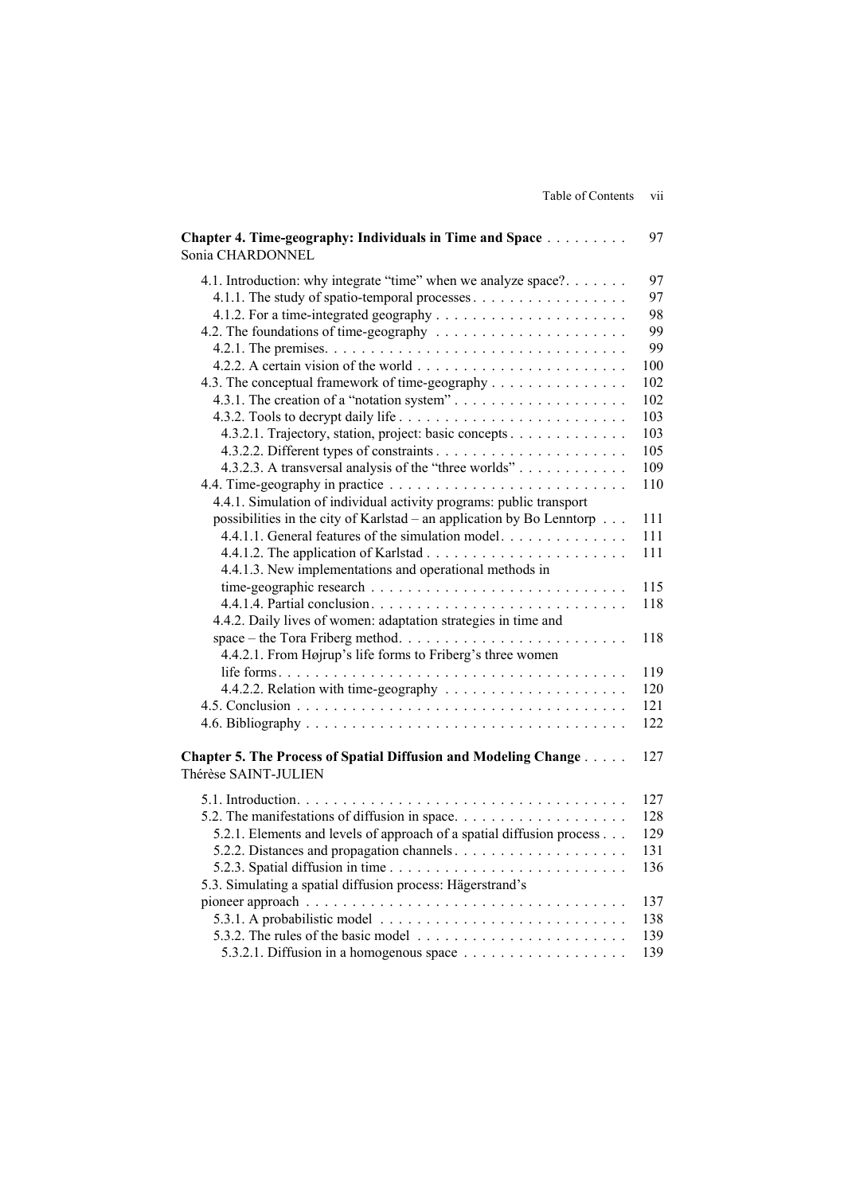**Chapter 4. Time-geography: Individuals in Time and Space** . . . . . . . . . 97
Sonia CHARDONNEL

4.1. Introduction: why integrate “time” when we analyze space? . . . . . . . 97
4.1.1. The study of spatio-temporal processes . . . . . . . . . . . . . . . . . 97
4.1.2. For a time-integrated geography . . . . . . . . . . . . . . . . . . . . . 98
4.2. The foundations of time-geography . . . . . . . . . . . . . . . . . . . . . 99
4.2.1. The premises. . . . . . . . . . . . . . . . . . . . . . . . . . . . . . . . . 99
4.2.2. A certain vision of the world . . . . . . . . . . . . . . . . . . . . . . . 100
4.3. The conceptual framework of time-geography . . . . . . . . . . . . . . . 102
4.3.1. The creation of a “notation system” . . . . . . . . . . . . . . . . . . . 102
4.3.2. Tools to decrypt daily life . . . . . . . . . . . . . . . . . . . . . . . . . 103
4.3.2.1. Trajectory, station, project: basic concepts . . . . . . . . . . . . . 103
4.3.2.2. Different types of constraints . . . . . . . . . . . . . . . . . . . . . 105
4.3.2.3. A transversal analysis of the “three worlds” . . . . . . . . . . . . 109
4.4. Time-geography in practice . . . . . . . . . . . . . . . . . . . . . . . . . . 110
4.4.1. Simulation of individual activity programs: public transport possibilities in the city of Karlstad – an application by Bo Lenntorp . . . 111
4.4.1.1. General features of the simulation model. . . . . . . . . . . . . . 111
4.4.1.2. The application of Karlstad . . . . . . . . . . . . . . . . . . . . . . 111
4.4.1.3. New implementations and operational methods in time-geographic research . . . . . . . . . . . . . . . . . . . . . . . . . . . . 115
4.4.1.4. Partial conclusion. . . . . . . . . . . . . . . . . . . . . . . . . . . . 118
4.4.2. Daily lives of women: adaptation strategies in time and space – the Tora Friberg method. . . . . . . . . . . . . . . . . . . . . . . . . 118
4.4.2.1. From Højrup’s life forms to Friberg’s three women life forms. . . . . . . . . . . . . . . . . . . . . . . . . . . . . . . . . . . . . 119
4.4.2.2. Relation with time-geography . . . . . . . . . . . . . . . . . . . . 120
4.5. Conclusion . . . . . . . . . . . . . . . . . . . . . . . . . . . . . . . . . . . . 121
4.6. Bibliography . . . . . . . . . . . . . . . . . . . . . . . . . . . . . . . . . . . 122

**Chapter 5. The Process of Spatial Diffusion and Modeling Change** . . . . . 127
Thérèse SAINT-JULIEN

5.1. Introduction. . . . . . . . . . . . . . . . . . . . . . . . . . . . . . . . . . . . 127
5.2. The manifestations of diffusion in space. . . . . . . . . . . . . . . . . . . 128
5.2.1. Elements and levels of approach of a spatial diffusion process . . . 129
5.2.2. Distances and propagation channels . . . . . . . . . . . . . . . . . . . 131
5.2.3. Spatial diffusion in time . . . . . . . . . . . . . . . . . . . . . . . . . . 136
5.3. Simulating a spatial diffusion process: Hägerstrand’s pioneer approach . . . . . . . . . . . . . . . . . . . . . . . . . . . . . . . . . . . 137
5.3.1. A probabilistic model . . . . . . . . . . . . . . . . . . . . . . . . . . . 138
5.3.2. The rules of the basic model . . . . . . . . . . . . . . . . . . . . . . . 139
5.3.2.1. Diffusion in a homogenous space . . . . . . . . . . . . . . . . . . 139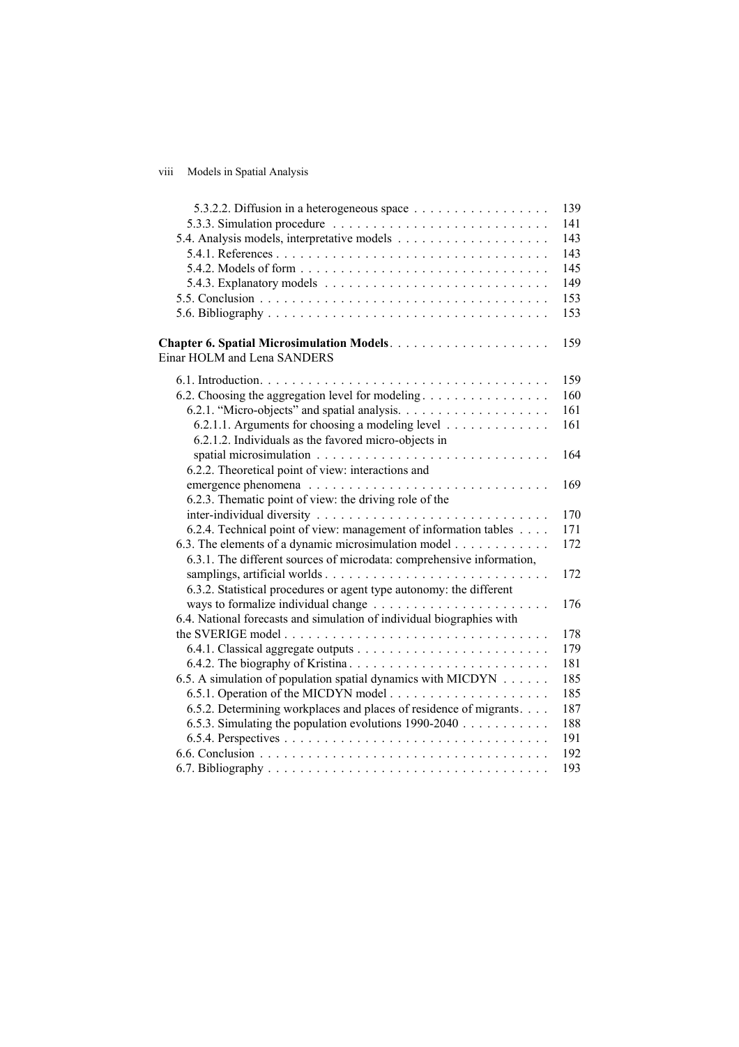5.3.2.2. Diffusion in a heterogeneous space . . . . . . . . . . . . . . . . . 139
5.3.3. Simulation procedure . . . . . . . . . . . . . . . . . . . . . . . . . . . 141
5.4. Analysis models, interpretative models . . . . . . . . . . . . . . . . . . . 143
5.4.1. References . . . . . . . . . . . . . . . . . . . . . . . . . . . . . . . . . . 143
5.4.2. Models of form . . . . . . . . . . . . . . . . . . . . . . . . . . . . . . . 145
5.4.3. Explanatory models . . . . . . . . . . . . . . . . . . . . . . . . . . . . 149
5.5. Conclusion . . . . . . . . . . . . . . . . . . . . . . . . . . . . . . . . . . . 153
5.6. Bibliography . . . . . . . . . . . . . . . . . . . . . . . . . . . . . . . . . . 153

**Chapter 6. Spatial Microsimulation Models** . . . . . . . . . . . . . . . . . . . . 159
Einar HOLM and Lena SANDERS

6.1. Introduction. . . . . . . . . . . . . . . . . . . . . . . . . . . . . . . . . . . 159
6.2. Choosing the aggregation level for modeling . . . . . . . . . . . . . . . . 160
6.2.1. "Micro-objects" and spatial analysis. . . . . . . . . . . . . . . . . . . 161
6.2.1.1. Arguments for choosing a modeling level . . . . . . . . . . . . . 161
6.2.1.2. Individuals as the favored micro-objects in spatial microsimulation . . . . . . . . . . . . . . . . . . . . . . . . . . . . . 164
6.2.2. Theoretical point of view: interactions and emergence phenomena . . . . . . . . . . . . . . . . . . . . . . . . . . . . . . 169
6.2.3. Thematic point of view: the driving role of the inter-individual diversity . . . . . . . . . . . . . . . . . . . . . . . . . . . . . 170
6.2.4. Technical point of view: management of information tables . . . . 171
6.3. The elements of a dynamic microsimulation model . . . . . . . . . . . . 172
6.3.1. The different sources of microdata: comprehensive information, samplings, artificial worlds . . . . . . . . . . . . . . . . . . . . . . . . . . . . 172
6.3.2. Statistical procedures or agent type autonomy: the different ways to formalize individual change . . . . . . . . . . . . . . . . . . . . . . . 176
6.4. National forecasts and simulation of individual biographies with the SVERIGE model . . . . . . . . . . . . . . . . . . . . . . . . . . . . . . . . . 178
6.4.1. Classical aggregate outputs . . . . . . . . . . . . . . . . . . . . . . . . 179
6.4.2. The biography of Kristina . . . . . . . . . . . . . . . . . . . . . . . . . 181
6.5. A simulation of population spatial dynamics with MICDYN . . . . . . 185
6.5.1. Operation of the MICDYN model . . . . . . . . . . . . . . . . . . . . 185
6.5.2. Determining workplaces and places of residence of migrants. . . . 187
6.5.3. Simulating the population evolutions 1990-2040 . . . . . . . . . . . 188
6.5.4. Perspectives . . . . . . . . . . . . . . . . . . . . . . . . . . . . . . . . . 191
6.6. Conclusion . . . . . . . . . . . . . . . . . . . . . . . . . . . . . . . . . . . 192
6.7. Bibliography . . . . . . . . . . . . . . . . . . . . . . . . . . . . . . . . . . 193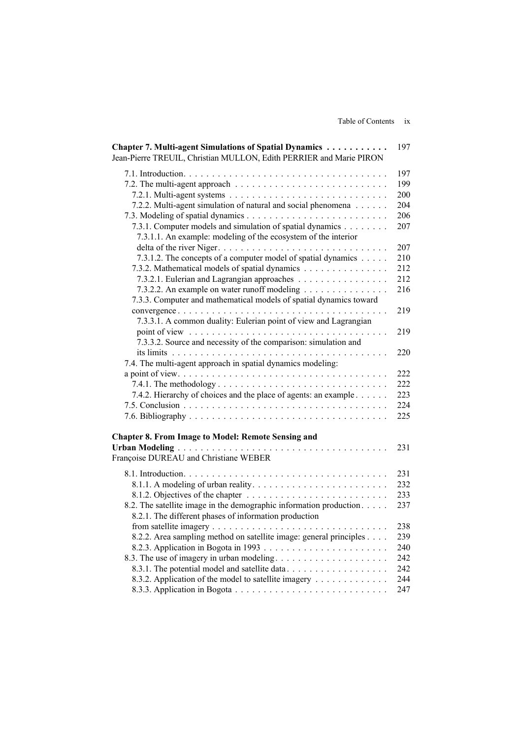**Chapter 7. Multi-agent Simulations of Spatial Dynamics** . . . . . . . . . . . 197
Jean-Pierre TREUIL, Christian MULLON, Edith PERRIER and Marie PIRON

7.1. Introduction. . . . . . . . . . . . . . . . . . . . . . . . . . . . . . . . . . . . 197
7.2. The multi-agent approach . . . . . . . . . . . . . . . . . . . . . . . . . . . 199
7.2.1. Multi-agent systems . . . . . . . . . . . . . . . . . . . . . . . . . . . 200
7.2.2. Multi-agent simulation of natural and social phenomena . . . . . . 204
7.3. Modeling of spatial dynamics . . . . . . . . . . . . . . . . . . . . . . . . 206
7.3.1. Computer models and simulation of spatial dynamics . . . . . . . . 207
7.3.1.1. An example: modeling of the ecosystem of the interior delta of the river Niger. . . . . . . . . . . . . . . . . . . . . . . . . . . . 207
7.3.1.2. The concepts of a computer model of spatial dynamics . . . . . 210
7.3.2. Mathematical models of spatial dynamics . . . . . . . . . . . . . . . 212
7.3.2.1. Eulerian and Lagrangian approaches . . . . . . . . . . . . . . . . 212
7.3.2.2. An example on water runoff modeling . . . . . . . . . . . . . . . 216
7.3.3. Computer and mathematical models of spatial dynamics toward convergence . . . . . . . . . . . . . . . . . . . . . . . . . . . . . . . . . . . 219
7.3.3.1. A common duality: Eulerian point of view and Lagrangian point of view . . . . . . . . . . . . . . . . . . . . . . . . . . . . . . . . . . . 219
7.3.3.2. Source and necessity of the comparison: simulation and its limits . . . . . . . . . . . . . . . . . . . . . . . . . . . . . . . . . . . . 220
7.4. The multi-agent approach in spatial dynamics modeling: a point of view. . . . . . . . . . . . . . . . . . . . . . . . . . . . . . . . . . . . 222
7.4.1. The methodology . . . . . . . . . . . . . . . . . . . . . . . . . . . . . 222
7.4.2. Hierarchy of choices and the place of agents: an example . . . . . . 223
7.5. Conclusion . . . . . . . . . . . . . . . . . . . . . . . . . . . . . . . . . . . 224
7.6. Bibliography . . . . . . . . . . . . . . . . . . . . . . . . . . . . . . . . . . 225

**Chapter 8. From Image to Model: Remote Sensing and Urban Modeling** . . . . . . . . . . . . . . . . . . . . . . . . . . . . . . . . . . . . . 231
Françoise DUREAU and Christiane WEBER

8.1. Introduction. . . . . . . . . . . . . . . . . . . . . . . . . . . . . . . . . . . . 231
8.1.1. A modeling of urban reality. . . . . . . . . . . . . . . . . . . . . . . . 232
8.1.2. Objectives of the chapter . . . . . . . . . . . . . . . . . . . . . . . . . 233
8.2. The satellite image in the demographic information production. . . . . 237
8.2.1. The different phases of information production from satellite imagery . . . . . . . . . . . . . . . . . . . . . . . . . . . . . . . 238
8.2.2. Area sampling method on satellite image: general principles . . . . 239
8.2.3. Application in Bogota in 1993 . . . . . . . . . . . . . . . . . . . . . . 240
8.3. The use of imagery in urban modeling. . . . . . . . . . . . . . . . . . . . 242
8.3.1. The potential model and satellite data. . . . . . . . . . . . . . . . . . 242
8.3.2. Application of the model to satellite imagery . . . . . . . . . . . . . 244
8.3.3. Application in Bogota . . . . . . . . . . . . . . . . . . . . . . . . . . . 247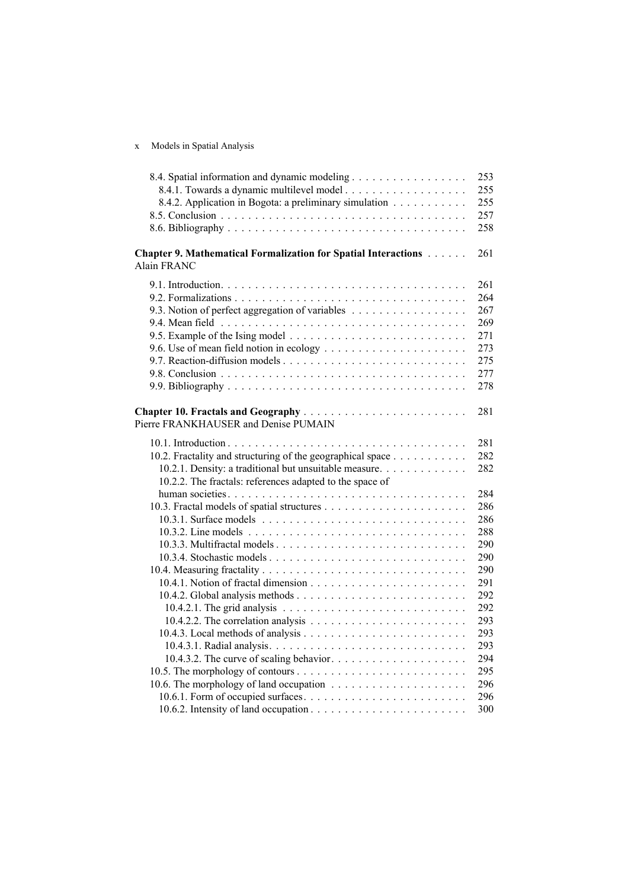8.4. Spatial information and dynamic modeling . . . . . . . . . . . . . . . . . 253
8.4.1. Towards a dynamic multilevel model . . . . . . . . . . . . . . . . . . 255
8.4.2. Application in Bogota: a preliminary simulation . . . . . . . . . . . 255
8.5. Conclusion . . . . . . . . . . . . . . . . . . . . . . . . . . . . . . . . . . . . 257
8.6. Bibliography . . . . . . . . . . . . . . . . . . . . . . . . . . . . . . . . . . . 258

**Chapter 9. Mathematical Formalization for Spatial Interactions** . . . . . . 261
Alain FRANC

9.1. Introduction. . . . . . . . . . . . . . . . . . . . . . . . . . . . . . . . . . . . 261
9.2. Formalizations . . . . . . . . . . . . . . . . . . . . . . . . . . . . . . . . . . 264
9.3. Notion of perfect aggregation of variables . . . . . . . . . . . . . . . . . 267
9.4. Mean field . . . . . . . . . . . . . . . . . . . . . . . . . . . . . . . . . . . . 269
9.5. Example of the Ising model . . . . . . . . . . . . . . . . . . . . . . . . . . 271
9.6. Use of mean field notion in ecology . . . . . . . . . . . . . . . . . . . . . 273
9.7. Reaction-diffusion models . . . . . . . . . . . . . . . . . . . . . . . . . . . 275
9.8. Conclusion . . . . . . . . . . . . . . . . . . . . . . . . . . . . . . . . . . . . 277
9.9. Bibliography . . . . . . . . . . . . . . . . . . . . . . . . . . . . . . . . . . . 278

**Chapter 10. Fractals and Geography** . . . . . . . . . . . . . . . . . . . . . . . 281
Pierre FRANKHAUSER and Denise PUMAIN

10.1. Introduction . . . . . . . . . . . . . . . . . . . . . . . . . . . . . . . . . . . 281
10.2. Fractality and structuring of the geographical space . . . . . . . . . . . 282
10.2.1. Density: a traditional but unsuitable measure. . . . . . . . . . . . . 282
10.2.2. The fractals: references adapted to the space of human societies . . . . . . . . . . . . . . . . . . . . . . . . . . . . . . . . . . . 284
10.3. Fractal models of spatial structures . . . . . . . . . . . . . . . . . . . . . 286
10.3.1. Surface models . . . . . . . . . . . . . . . . . . . . . . . . . . . . . . . 286
10.3.2. Line models . . . . . . . . . . . . . . . . . . . . . . . . . . . . . . . . . 288
10.3.3. Multifractal models . . . . . . . . . . . . . . . . . . . . . . . . . . . . 290
10.3.4. Stochastic models . . . . . . . . . . . . . . . . . . . . . . . . . . . . . 290
10.4. Measuring fractality . . . . . . . . . . . . . . . . . . . . . . . . . . . . . . 290
10.4.1. Notion of fractal dimension . . . . . . . . . . . . . . . . . . . . . . . 291
10.4.2. Global analysis methods . . . . . . . . . . . . . . . . . . . . . . . . . 292
10.4.2.1. The grid analysis . . . . . . . . . . . . . . . . . . . . . . . . . . . 292
10.4.2.2. The correlation analysis . . . . . . . . . . . . . . . . . . . . . . . 293
10.4.3. Local methods of analysis . . . . . . . . . . . . . . . . . . . . . . . . 293
10.4.3.1. Radial analysis. . . . . . . . . . . . . . . . . . . . . . . . . . . . . 293
10.4.3.2. The curve of scaling behavior. . . . . . . . . . . . . . . . . . . . 294
10.5. The morphology of contours . . . . . . . . . . . . . . . . . . . . . . . . . 295
10.6. The morphology of land occupation . . . . . . . . . . . . . . . . . . . . 296
10.6.1. Form of occupied surfaces. . . . . . . . . . . . . . . . . . . . . . . . 296
10.6.2. Intensity of land occupation . . . . . . . . . . . . . . . . . . . . . . . 300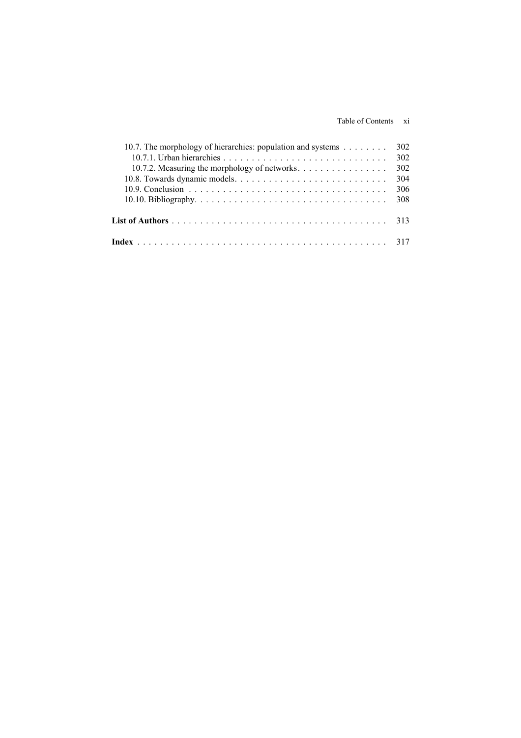10.7. The morphology of hierarchies: population and systems . . . . . . . . 302

10.7.1. Urban hierarchies . . . . . . . . . . . . . . . . . . . . . . . . . . . . . . 302

10.7.2. Measuring the morphology of networks. . . . . . . . . . . . . . . . 302

10.8. Towards dynamic models. . . . . . . . . . . . . . . . . . . . . . . . . . . . 304

10.9. Conclusion . . . . . . . . . . . . . . . . . . . . . . . . . . . . . . . . . . . . 306

10.10. Bibliography. . . . . . . . . . . . . . . . . . . . . . . . . . . . . . . . . . . 308

**List of Authors** . . . . . . . . . . . . . . . . . . . . . . . . . . . . . . . . . . . . . . 313

**Index** . . . . . . . . . . . . . . . . . . . . . . . . . . . . . . . . . . . . . . . . . . . 317